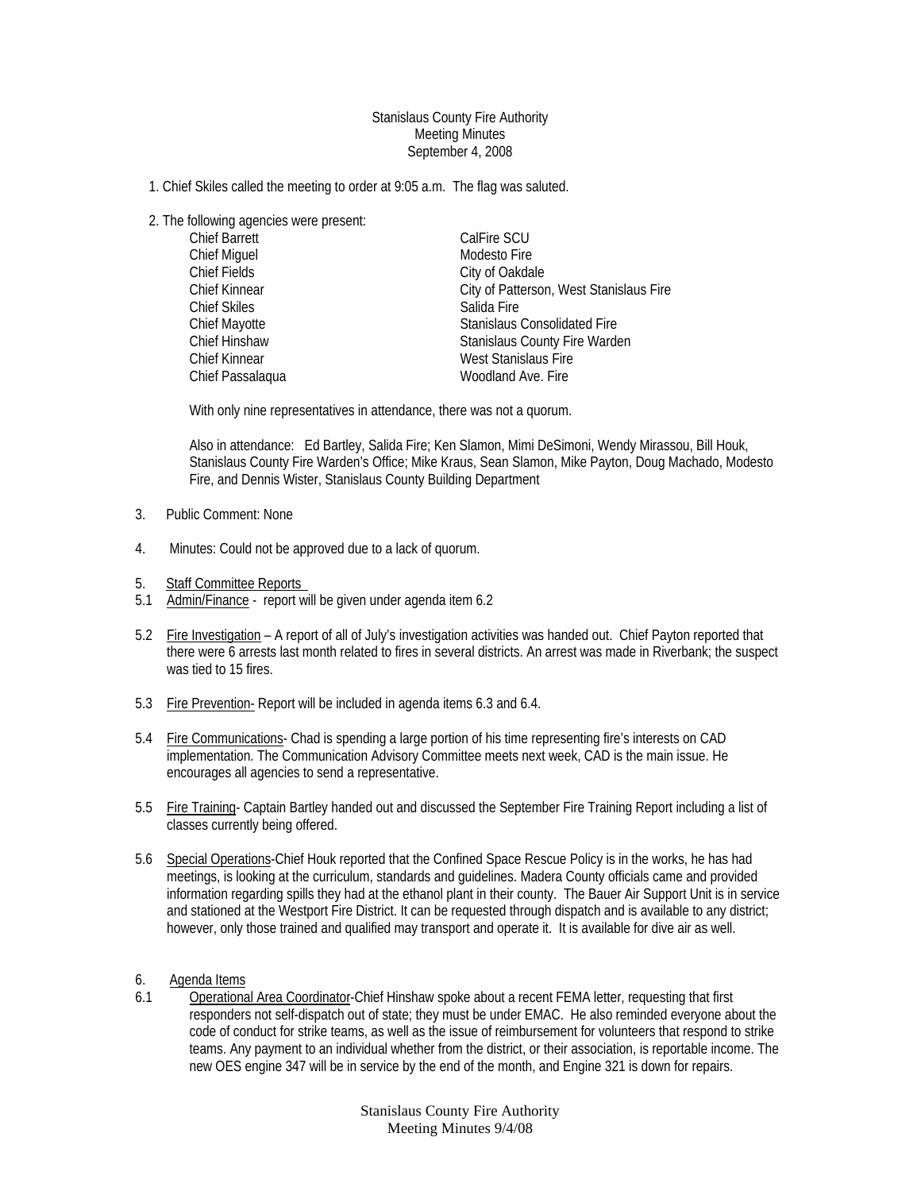Stanislaus County Fire Authority
Meeting Minutes
September 4, 2008

1. Chief Skiles called the meeting to order at 9:05 a.m. The flag was saluted.

2. The following agencies were present:

| | |
|---|---|
| Chief Barrett | CalFire SCU |
| Chief Miguel | Modesto Fire |
| Chief Fields | City of Oakdale |
| Chief Kinnear | City of Patterson, West Stanislaus Fire |
| Chief Skiles | Salida Fire |
| Chief Mayotte | Stanislaus Consolidated Fire |
| Chief Hinshaw | Stanislaus County Fire Warden |
| Chief Kinnear | West Stanislaus Fire |
| Chief Passalaqua | Woodland Ave. Fire |

With only nine representatives in attendance, there was not a quorum.

Also in attendance: Ed Bartley, Salida Fire; Ken Slamon, Mimi DeSimoni, Wendy Mirassou, Bill Houk, Stanislaus County Fire Warden's Office; Mike Kraus, Sean Slamon, Mike Payton, Doug Machado, Modesto Fire, and Dennis Wister, Stanislaus County Building Department

3. Public Comment: None

4. Minutes: Could not be approved due to a lack of quorum.

5. Staff Committee Reports

5.1 Admin/Finance - report will be given under agenda item 6.2

5.2 Fire Investigation – A report of all of July's investigation activities was handed out. Chief Payton reported that there were 6 arrests last month related to fires in several districts. An arrest was made in Riverbank; the suspect was tied to 15 fires.

5.3 Fire Prevention- Report will be included in agenda items 6.3 and 6.4.

5.4 Fire Communications- Chad is spending a large portion of his time representing fire's interests on CAD implementation. The Communication Advisory Committee meets next week, CAD is the main issue. He encourages all agencies to send a representative.

5.5 Fire Training- Captain Bartley handed out and discussed the September Fire Training Report including a list of classes currently being offered.

5.6 Special Operations-Chief Houk reported that the Confined Space Rescue Policy is in the works, he has had meetings, is looking at the curriculum, standards and guidelines. Madera County officials came and provided information regarding spills they had at the ethanol plant in their county. The Bauer Air Support Unit is in service and stationed at the Westport Fire District. It can be requested through dispatch and is available to any district; however, only those trained and qualified may transport and operate it. It is available for dive air as well.

6. Agenda Items

6.1 Operational Area Coordinator-Chief Hinshaw spoke about a recent FEMA letter, requesting that first responders not self-dispatch out of state; they must be under EMAC. He also reminded everyone about the code of conduct for strike teams, as well as the issue of reimbursement for volunteers that respond to strike teams. Any payment to an individual whether from the district, or their association, is reportable income. The new OES engine 347 will be in service by the end of the month, and Engine 321 is down for repairs.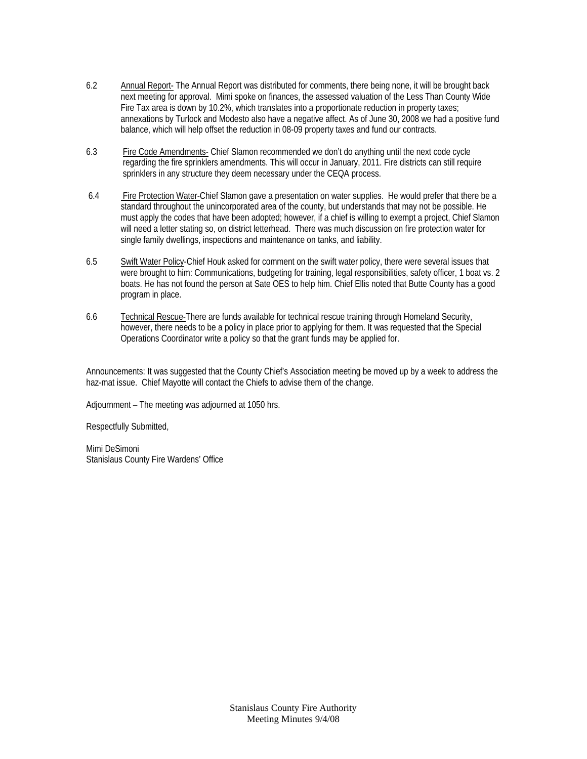6.2 Annual Report- The Annual Report was distributed for comments, there being none, it will be brought back next meeting for approval. Mimi spoke on finances, the assessed valuation of the Less Than County Wide Fire Tax area is down by 10.2%, which translates into a proportionate reduction in property taxes; annexations by Turlock and Modesto also have a negative affect. As of June 30, 2008 we had a positive fund balance, which will help offset the reduction in 08-09 property taxes and fund our contracts.

6.3 Fire Code Amendments- Chief Slamon recommended we don't do anything until the next code cycle regarding the fire sprinklers amendments. This will occur in January, 2011. Fire districts can still require sprinklers in any structure they deem necessary under the CEQA process.

6.4 Fire Protection Water-Chief Slamon gave a presentation on water supplies. He would prefer that there be a standard throughout the unincorporated area of the county, but understands that may not be possible. He must apply the codes that have been adopted; however, if a chief is willing to exempt a project, Chief Slamon will need a letter stating so, on district letterhead. There was much discussion on fire protection water for single family dwellings, inspections and maintenance on tanks, and liability.

6.5 Swift Water Policy-Chief Houk asked for comment on the swift water policy, there were several issues that were brought to him: Communications, budgeting for training, legal responsibilities, safety officer, 1 boat vs. 2 boats. He has not found the person at Sate OES to help him. Chief Ellis noted that Butte County has a good program in place.

6.6 Technical Rescue-There are funds available for technical rescue training through Homeland Security, however, there needs to be a policy in place prior to applying for them. It was requested that the Special Operations Coordinator write a policy so that the grant funds may be applied for.

Announcements: It was suggested that the County Chief's Association meeting be moved up by a week to address the haz-mat issue. Chief Mayotte will contact the Chiefs to advise them of the change.

Adjournment – The meeting was adjourned at 1050 hrs.

Respectfully Submitted,

Mimi DeSimoni
Stanislaus County Fire Wardens' Office